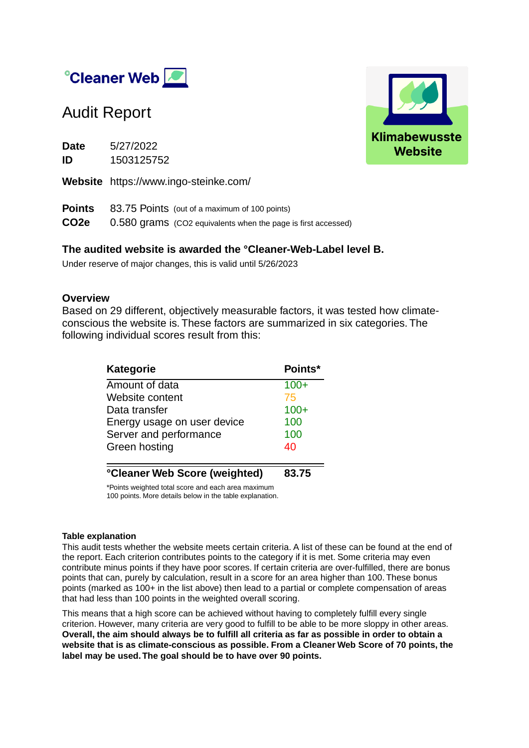°Cleaner Web

# Audit Report

**Klimabewusste Website**

**Date** 5/27/2022
**ID** 1503125752

**Website** https://www.ingo-steinke.com/

**Points** 83.75 Points (out of a maximum of 100 points)
**CO2e** 0.580 grams ($CO_2$ equivalents when the page is first accessed)

### The audited website is awarded the °Cleaner-Web-Label level B.

Under reserve of major changes, this is valid until 5/26/2023

### Overview

Based on 29 different, objectively measurable factors, it was tested how climate-conscious the website is. These factors are summarized in six categories. The following individual scores result from this:

| Kategorie | Points* |
|---|---|
| Amount of data | 100+ |
| Website content | 75 |
| Data transfer | 100+ |
| Energy usage on user device | 100 |
| Server and performance | 100 |
| Green hosting | 40 |
| **°Cleaner Web Score (weighted)** | **83.75** |

*Points weighted total score and each area maximum 100 points. More details below in the table explanation.

#### Table explanation

This audit tests whether the website meets certain criteria. A list of these can be found at the end of the report. Each criterion contributes points to the category if it is met. Some criteria may even contribute minus points if they have poor scores. If certain criteria are over-fulfilled, there are bonus points that can, purely by calculation, result in a score for an area higher than 100. These bonus points (marked as 100+ in the list above) then lead to a partial or complete compensation of areas that had less than 100 points in the weighted overall scoring.

This means that a high score can be achieved without having to completely fulfill every single criterion. However, many criteria are very good to fulfill to be able to be more sloppy in other areas. **Overall, the aim should always be to fulfill all criteria as far as possible in order to obtain a website that is as climate-conscious as possible. From a Cleaner Web Score of 70 points, the label may be used. The goal should be to have over 90 points.**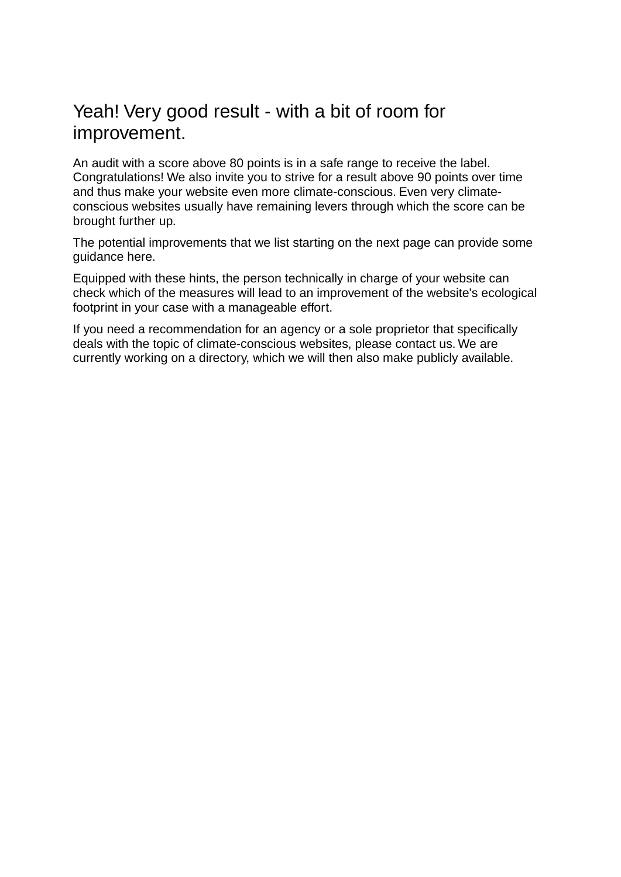## Yeah! Very good result - with a bit of room for improvement.

An audit with a score above 80 points is in a safe range to receive the label. Congratulations! We also invite you to strive for a result above 90 points over time and thus make your website even more climate-conscious. Even very climate-conscious websites usually have remaining levers through which the score can be brought further up.

The potential improvements that we list starting on the next page can provide some guidance here.

Equipped with these hints, the person technically in charge of your website can check which of the measures will lead to an improvement of the website's ecological footprint in your case with a manageable effort.

If you need a recommendation for an agency or a sole proprietor that specifically deals with the topic of climate-conscious websites, please contact us. We are currently working on a directory, which we will then also make publicly available.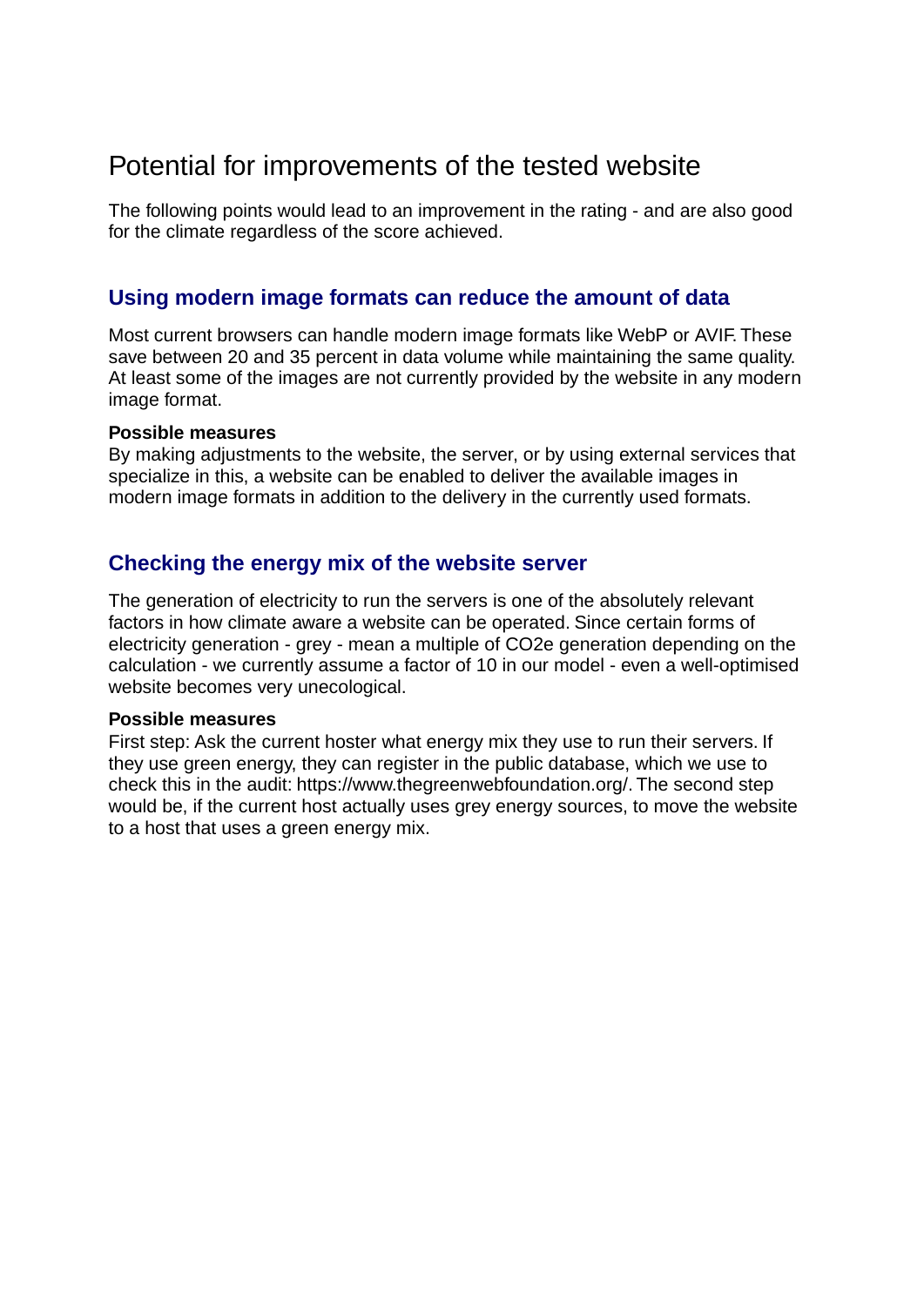# Potential for improvements of the tested website

The following points would lead to an improvement in the rating - and are also good for the climate regardless of the score achieved.

## Using modern image formats can reduce the amount of data

Most current browsers can handle modern image formats like WebP or AVIF. These save between 20 and 35 percent in data volume while maintaining the same quality. At least some of the images are not currently provided by the website in any modern image format.

**Possible measures**

By making adjustments to the website, the server, or by using external services that specialize in this, a website can be enabled to deliver the available images in modern image formats in addition to the delivery in the currently used formats.

## Checking the energy mix of the website server

The generation of electricity to run the servers is one of the absolutely relevant factors in how climate aware a website can be operated. Since certain forms of electricity generation - grey - mean a multiple of $CO_2e$ generation depending on the calculation - we currently assume a factor of 10 in our model - even a well-optimised website becomes very unecological.

**Possible measures**

First step: Ask the current hoster what energy mix they use to run their servers. If they use green energy, they can register in the public database, which we use to check this in the audit: https://www.thegreenwebfoundation.org/. The second step would be, if the current host actually uses grey energy sources, to move the website to a host that uses a green energy mix.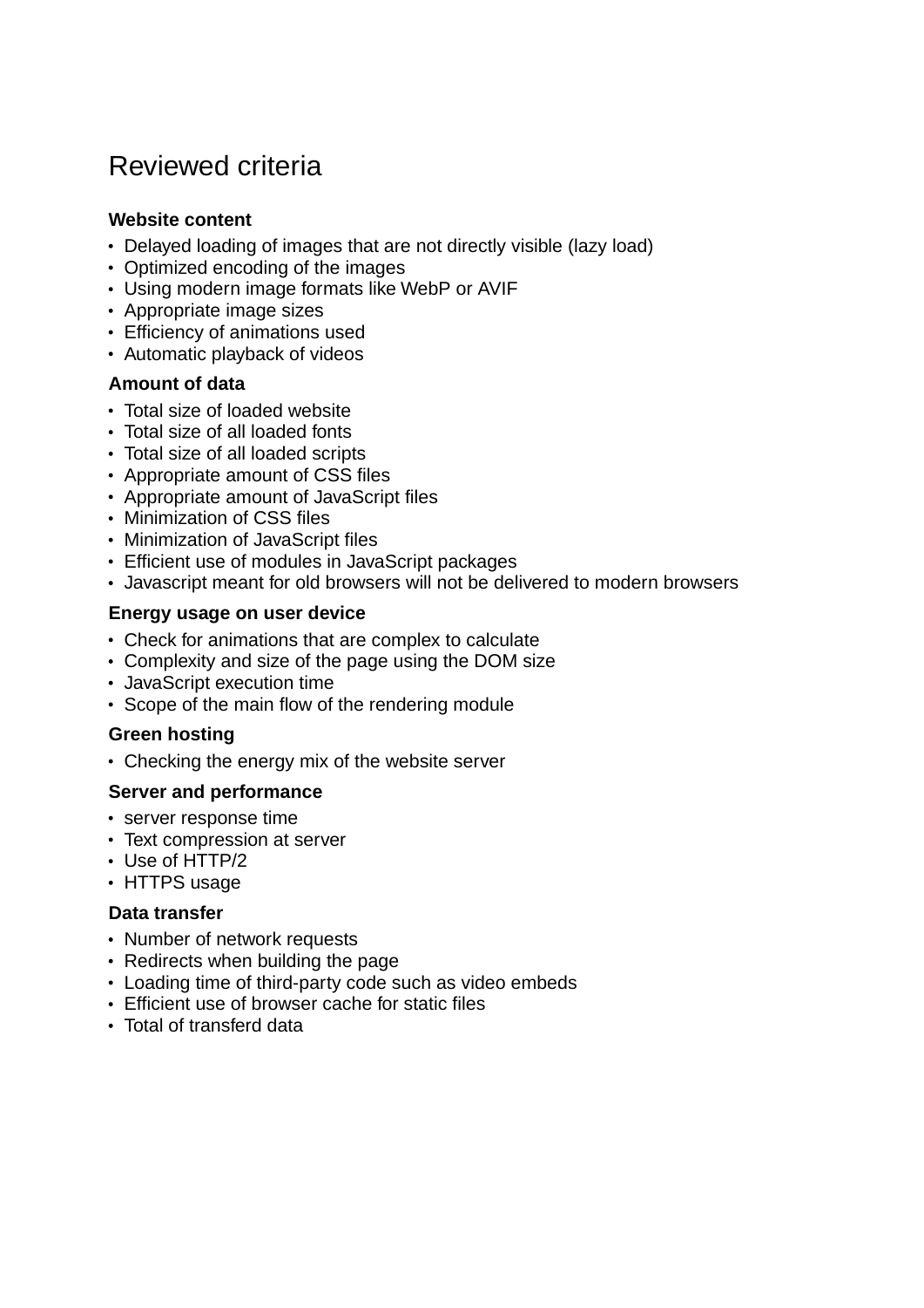# Reviewed criteria

### Website content

- Delayed loading of images that are not directly visible (lazy load)
- Optimized encoding of the images
- Using modern image formats like WebP or AVIF
- Appropriate image sizes
- Efficiency of animations used
- Automatic playback of videos

### Amount of data

- Total size of loaded website
- Total size of all loaded fonts
- Total size of all loaded scripts
- Appropriate amount of CSS files
- Appropriate amount of JavaScript files
- Minimization of CSS files
- Minimization of JavaScript files
- Efficient use of modules in JavaScript packages
- Javascript meant for old browsers will not be delivered to modern browsers

### Energy usage on user device

- Check for animations that are complex to calculate
- Complexity and size of the page using the DOM size
- JavaScript execution time
- Scope of the main flow of the rendering module

### Green hosting

- Checking the energy mix of the website server

### Server and performance

- server response time
- Text compression at server
- Use of HTTP/2
- HTTPS usage

### Data transfer

- Number of network requests
- Redirects when building the page
- Loading time of third-party code such as video embeds
- Efficient use of browser cache for static files
- Total of transferd data